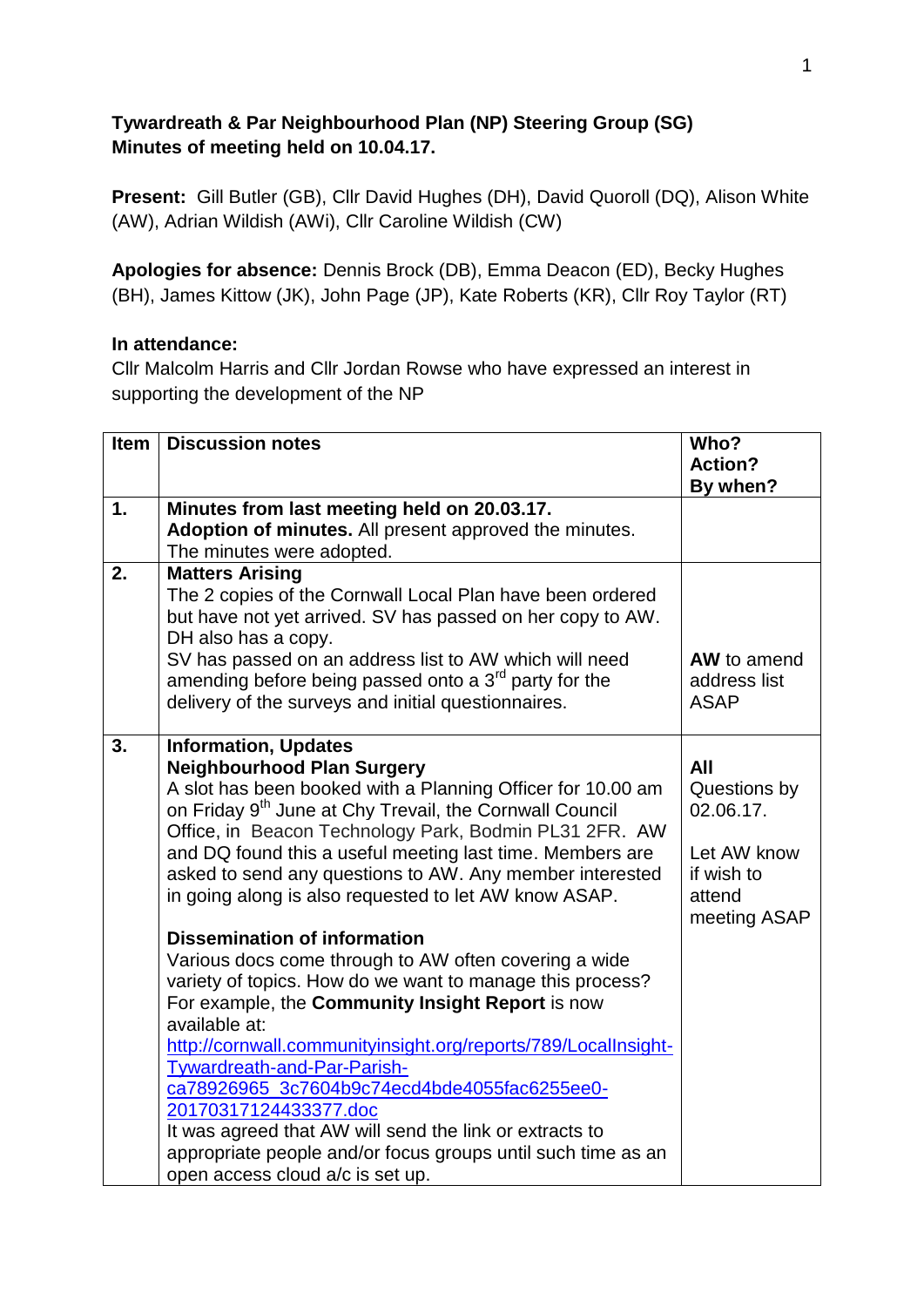**Tywardreath & Par Neighbourhood Plan (NP) Steering Group (SG)**
**Minutes of meeting held on 10.04.17.**

**Present:** Gill Butler (GB), Cllr David Hughes (DH), David Quoroll (DQ), Alison White (AW), Adrian Wildish (AWi), Cllr Caroline Wildish (CW)

**Apologies for absence:** Dennis Brock (DB), Emma Deacon (ED), Becky Hughes (BH), James Kittow (JK), John Page (JP), Kate Roberts (KR), Cllr Roy Taylor (RT)

**In attendance:**
Cllr Malcolm Harris and Cllr Jordan Rowse who have expressed an interest in supporting the development of the NP

| Item | Discussion notes | Who? Action? By when? |
|---|---|---|
| **1.** | **Minutes from last meeting held on 20.03.17.**<br>**Adoption of minutes.** All present approved the minutes. The minutes were adopted. | |
| **2.** | **Matters Arising**<br>The 2 copies of the Cornwall Local Plan have been ordered but have not yet arrived. SV has passed on her copy to AW. DH also has a copy.<br>SV has passed on an address list to AW which will need amending before being passed onto a 3rd party for the delivery of the surveys and initial questionnaires. | **AW** to amend address list ASAP |
| **3.** | **Information, Updates**<br>**Neighbourhood Plan Surgery**<br>A slot has been booked with a Planning Officer for 10.00 am on Friday 9th June at Chy Trevail, the Cornwall Council Office, in Beacon Technology Park, Bodmin PL31 2FR. AW and DQ found this a useful meeting last time. Members are asked to send any questions to AW. Any member interested in going along is also requested to let AW know ASAP.<br><br>**Dissemination of information**<br>Various docs come through to AW often covering a wide variety of topics. How do we want to manage this process? For example, the **Community Insight Report** is now available at: http://cornwall.communityinsight.org/reports/789/LocalInsight-Tywardreath-and-Par-Parish-ca78926965_3c7604b9c74ecd4bde4055fac6255ee0-20170317124433377.doc<br>It was agreed that AW will send the link or extracts to appropriate people and/or focus groups until such time as an open access cloud a/c is set up. | **All** Questions by 02.06.17.<br><br>Let AW know if wish to attend meeting ASAP |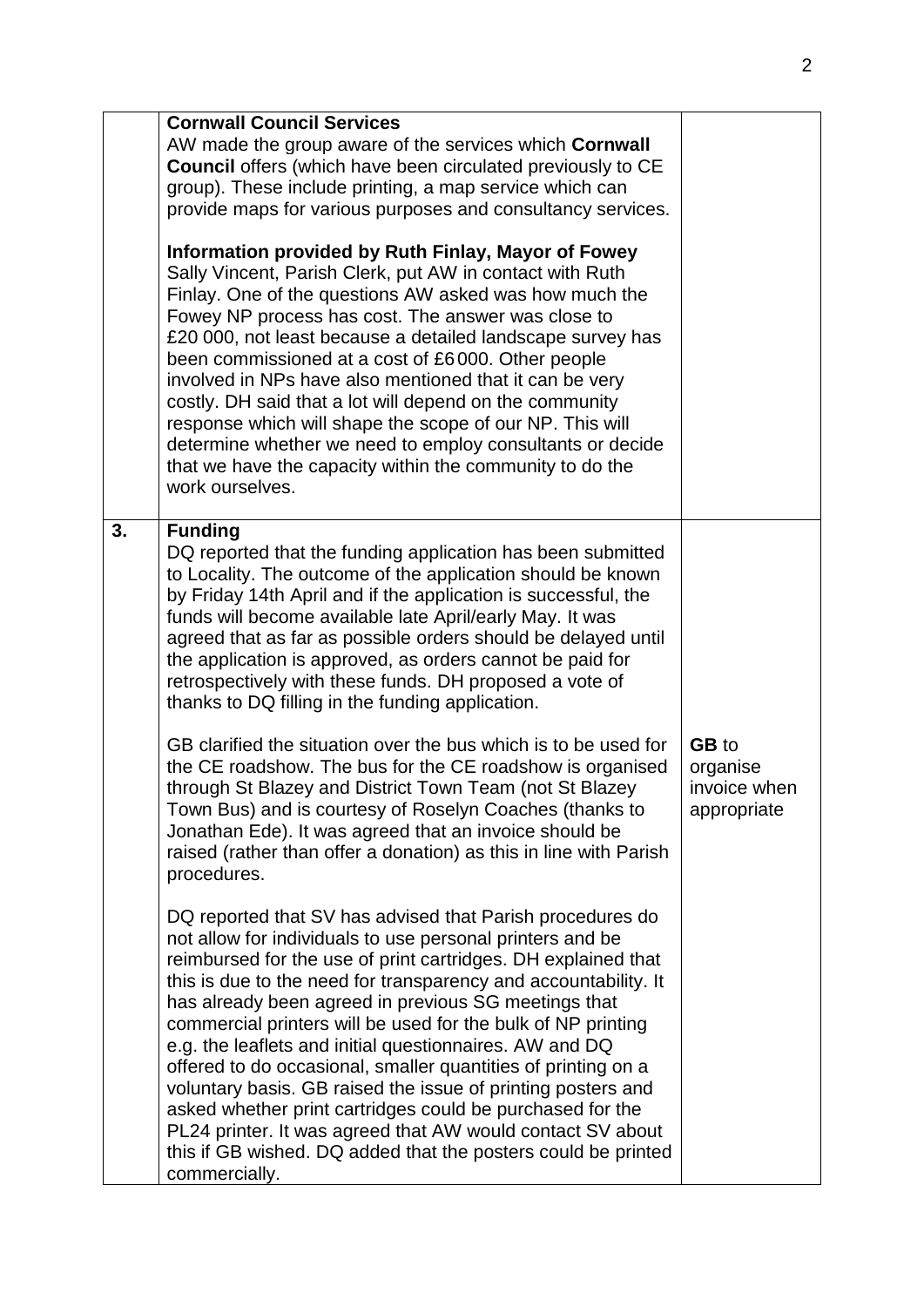| | | |
|---|---|---|
| | **Cornwall Council Services**<br>AW made the group aware of the services which **Cornwall Council** offers (which have been circulated previously to CE group). These include printing, a map service which can provide maps for various purposes and consultancy services.<br><br>**Information provided by Ruth Finlay, Mayor of Fowey**<br>Sally Vincent, Parish Clerk, put AW in contact with Ruth Finlay. One of the questions AW asked was how much the Fowey NP process has cost. The answer was close to £20 000, not least because a detailed landscape survey has been commissioned at a cost of £6 000. Other people involved in NPs have also mentioned that it can be very costly. DH said that a lot will depend on the community response which will shape the scope of our NP. This will determine whether we need to employ consultants or decide that we have the capacity within the community to do the work ourselves. | |
| **3.** | **Funding**<br>DQ reported that the funding application has been submitted to Locality. The outcome of the application should be known by Friday 14th April and if the application is successful, the funds will become available late April/early May. It was agreed that as far as possible orders should be delayed until the application is approved, as orders cannot be paid for retrospectively with these funds. DH proposed a vote of thanks to DQ filling in the funding application.<br><br>GB clarified the situation over the bus which is to be used for the CE roadshow. The bus for the CE roadshow is organised through St Blazey and District Town Team (not St Blazey Town Bus) and is courtesy of Roselyn Coaches (thanks to Jonathan Ede). It was agreed that an invoice should be raised (rather than offer a donation) as this in line with Parish procedures.<br><br>DQ reported that SV has advised that Parish procedures do not allow for individuals to use personal printers and be reimbursed for the use of print cartridges. DH explained that this is due to the need for transparency and accountability. It has already been agreed in previous SG meetings that commercial printers will be used for the bulk of NP printing e.g. the leaflets and initial questionnaires. AW and DQ offered to do occasional, smaller quantities of printing on a voluntary basis. GB raised the issue of printing posters and asked whether print cartridges could be purchased for the PL24 printer. It was agreed that AW would contact SV about this if GB wished. DQ added that the posters could be printed commercially. | **GB** to organise invoice when appropriate |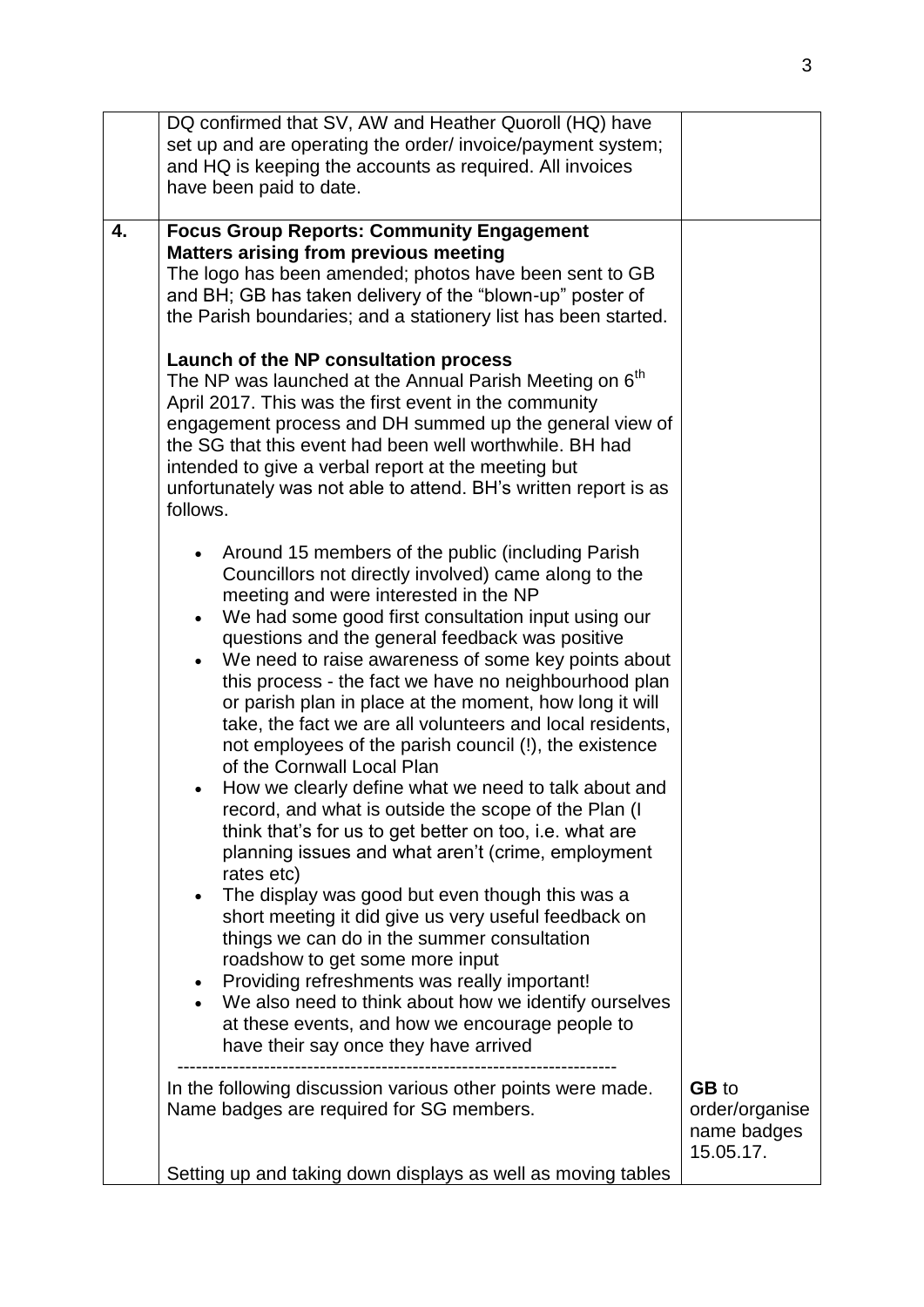| | | |
|---|---|---|
| | DQ confirmed that SV, AW and Heather Quoroll (HQ) have set up and are operating the order/ invoice/payment system; and HQ is keeping the accounts as required. All invoices have been paid to date. | |
| **4.** | **Focus Group Reports: Community Engagement**<br>**Matters arising from previous meeting**<br>The logo has been amended; photos have been sent to GB and BH; GB has taken delivery of the "blown-up" poster of the Parish boundaries; and a stationery list has been started.<br><br>**Launch of the NP consultation process**<br>The NP was launched at the Annual Parish Meeting on 6th April 2017. This was the first event in the community engagement process and DH summed up the general view of the SG that this event had been well worthwhile. BH had intended to give a verbal report at the meeting but unfortunately was not able to attend. BH's written report is as follows.<br><br>• Around 15 members of the public (including Parish Councillors not directly involved) came along to the meeting and were interested in the NP<br>• We had some good first consultation input using our questions and the general feedback was positive<br>• We need to raise awareness of some key points about this process - the fact we have no neighbourhood plan or parish plan in place at the moment, how long it will take, the fact we are all volunteers and local residents, not employees of the parish council (!), the existence of the Cornwall Local Plan<br>• How we clearly define what we need to talk about and record, and what is outside the scope of the Plan (I think that's for us to get better on too, i.e. what are planning issues and what aren't (crime, employment rates etc)<br>• The display was good but even though this was a short meeting it did give us very useful feedback on things we can do in the summer consultation roadshow to get some more input<br>• Providing refreshments was really important!<br>• We also need to think about how we identify ourselves at these events, and how we encourage people to have their say once they have arrived<br>----------------------------------------------------------------------<br>In the following discussion various other points were made. Name badges are required for SG members. | **GB** to order/organise name badges 15.05.17. |
| | Setting up and taking down displays as well as moving tables | |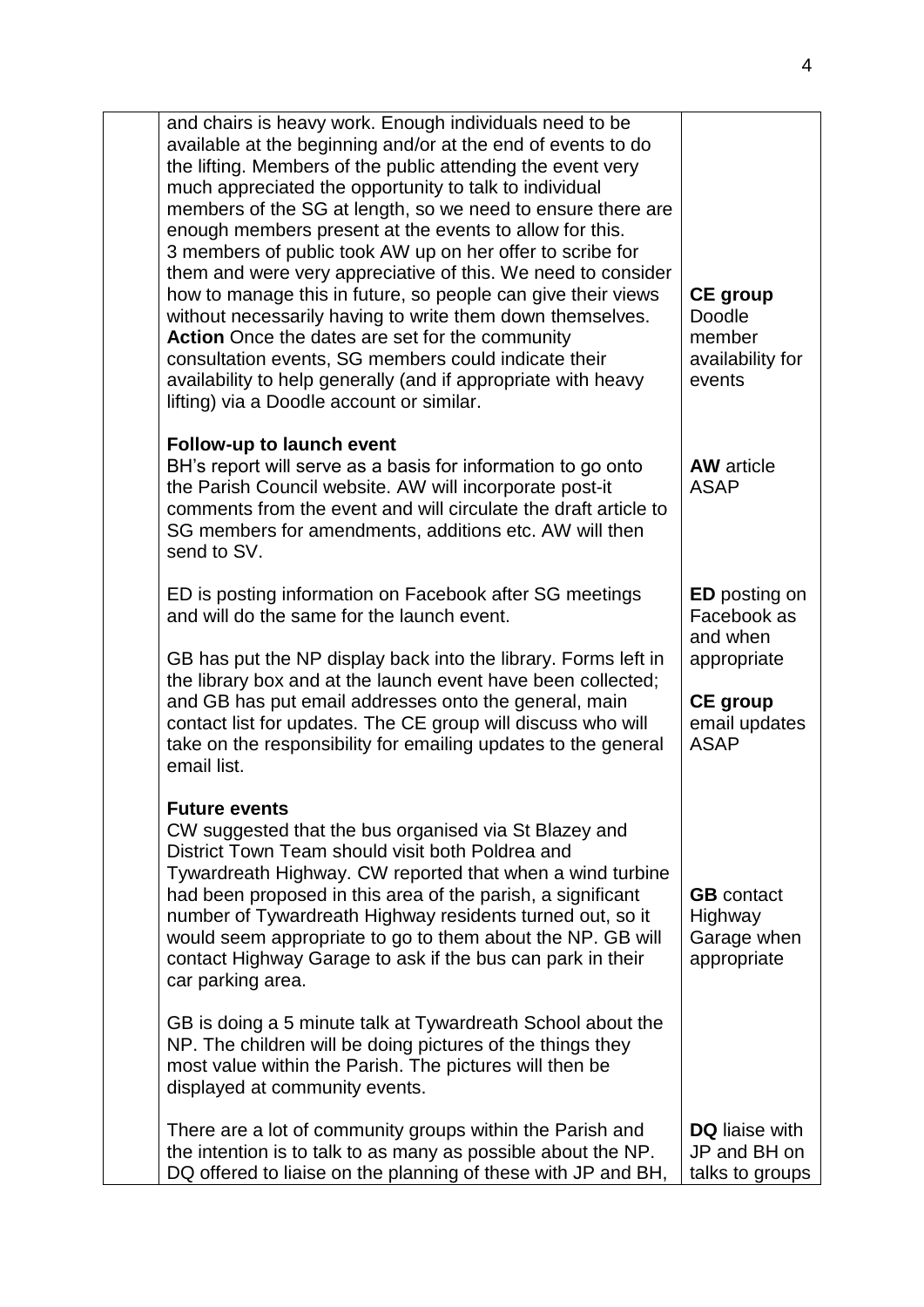| | | |
|---|---|---|
| | and chairs is heavy work. Enough individuals need to be available at the beginning and/or at the end of events to do the lifting. Members of the public attending the event very much appreciated the opportunity to talk to individual members of the SG at length, so we need to ensure there are enough members present at the events to allow for this. 3 members of public took AW up on her offer to scribe for them and were very appreciative of this. We need to consider how to manage this in future, so people can give their views without necessarily having to write them down themselves. **Action** Once the dates are set for the community consultation events, SG members could indicate their availability to help generally (and if appropriate with heavy lifting) via a Doodle account or similar. | **CE group** Doodle member availability for events |
| | **Follow-up to launch event**<br>BH's report will serve as a basis for information to go onto the Parish Council website. AW will incorporate post-it comments from the event and will circulate the draft article to SG members for amendments, additions etc. AW will then send to SV. | **AW** article ASAP |
| | ED is posting information on Facebook after SG meetings and will do the same for the launch event. | **ED** posting on Facebook as and when appropriate |
| | GB has put the NP display back into the library. Forms left in the library box and at the launch event have been collected; and GB has put email addresses onto the general, main contact list for updates. The CE group will discuss who will take on the responsibility for emailing updates to the general email list. | **CE group** email updates ASAP |
| | **Future events**<br>CW suggested that the bus organised via St Blazey and District Town Team should visit both Poldrea and Tywardreath Highway. CW reported that when a wind turbine had been proposed in this area of the parish, a significant number of Tywardreath Highway residents turned out, so it would seem appropriate to go to them about the NP. GB will contact Highway Garage to ask if the bus can park in their car parking area. | **GB** contact Highway Garage when appropriate |
| | GB is doing a 5 minute talk at Tywardreath School about the NP. The children will be doing pictures of the things they most value within the Parish. The pictures will then be displayed at community events. | |
| | There are a lot of community groups within the Parish and the intention is to talk to as many as possible about the NP. DQ offered to liaise on the planning of these with JP and BH, | **DQ** liaise with JP and BH on talks to groups |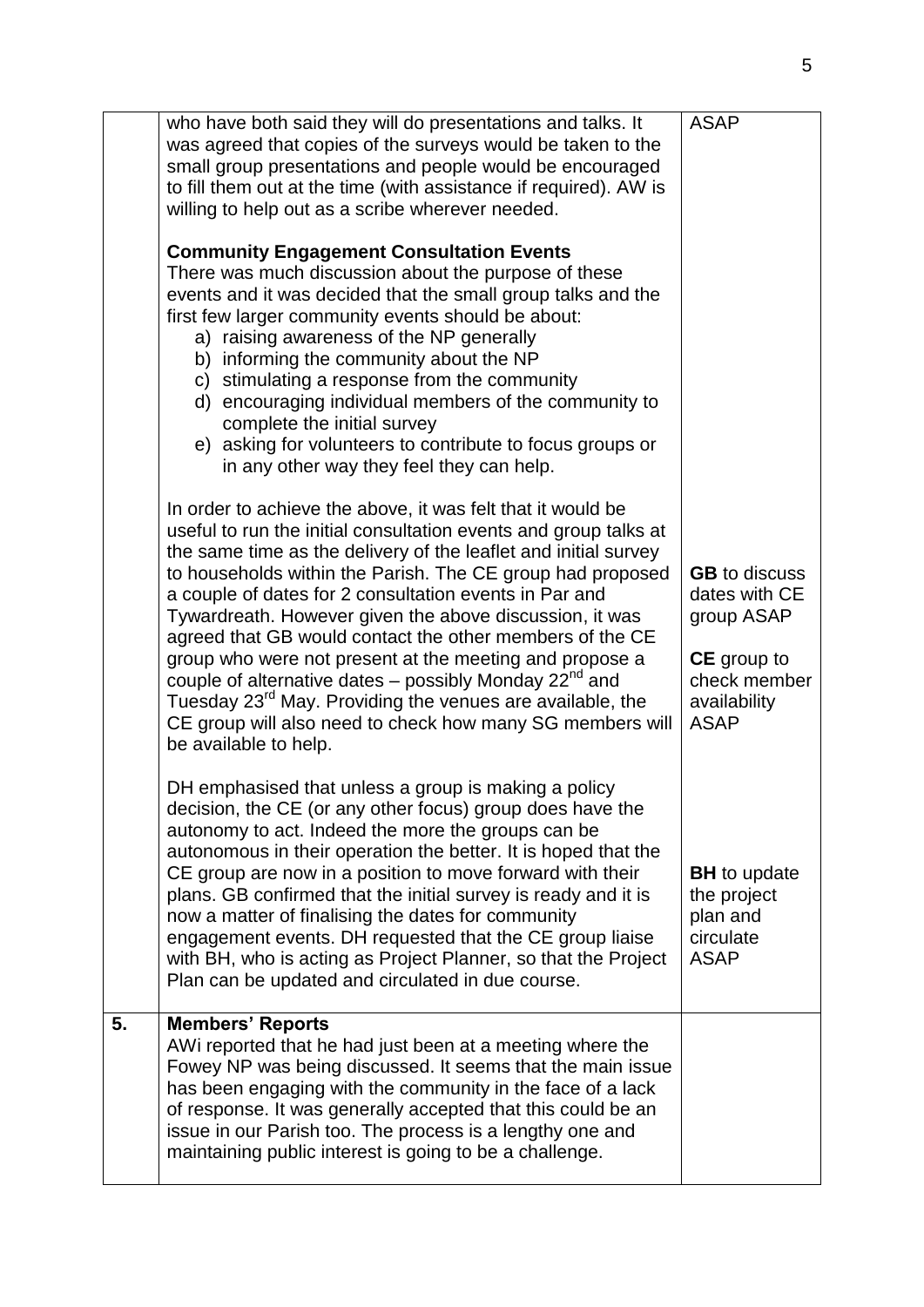| | | |
|---|---|---|
| | who have both said they will do presentations and talks. It was agreed that copies of the surveys would be taken to the small group presentations and people would be encouraged to fill them out at the time (with assistance if required). AW is willing to help out as a scribe wherever needed.<br><br>**Community Engagement Consultation Events**<br>There was much discussion about the purpose of these events and it was decided that the small group talks and the first few larger community events should be about:<br>a) raising awareness of the NP generally<br>b) informing the community about the NP<br>c) stimulating a response from the community<br>d) encouraging individual members of the community to complete the initial survey<br>e) asking for volunteers to contribute to focus groups or in any other way they feel they can help.<br><br>In order to achieve the above, it was felt that it would be useful to run the initial consultation events and group talks at the same time as the delivery of the leaflet and initial survey to households within the Parish. The CE group had proposed a couple of dates for 2 consultation events in Par and Tywardreath. However given the above discussion, it was agreed that GB would contact the other members of the CE group who were not present at the meeting and propose a couple of alternative dates – possibly Monday 22nd and Tuesday 23rd May. Providing the venues are available, the CE group will also need to check how many SG members will be available to help.<br><br>DH emphasised that unless a group is making a policy decision, the CE (or any other focus) group does have the autonomy to act. Indeed the more the groups can be autonomous in their operation the better. It is hoped that the CE group are now in a position to move forward with their plans. GB confirmed that the initial survey is ready and it is now a matter of finalising the dates for community engagement events. DH requested that the CE group liaise with BH, who is acting as Project Planner, so that the Project Plan can be updated and circulated in due course. | ASAP<br><br>**GB** to discuss dates with CE group ASAP<br><br>**CE** group to check member availability ASAP<br><br>**BH** to update the project plan and circulate ASAP |
| **5.** | **Members' Reports**<br>AWi reported that he had just been at a meeting where the Fowey NP was being discussed. It seems that the main issue has been engaging with the community in the face of a lack of response. It was generally accepted that this could be an issue in our Parish too. The process is a lengthy one and maintaining public interest is going to be a challenge. | |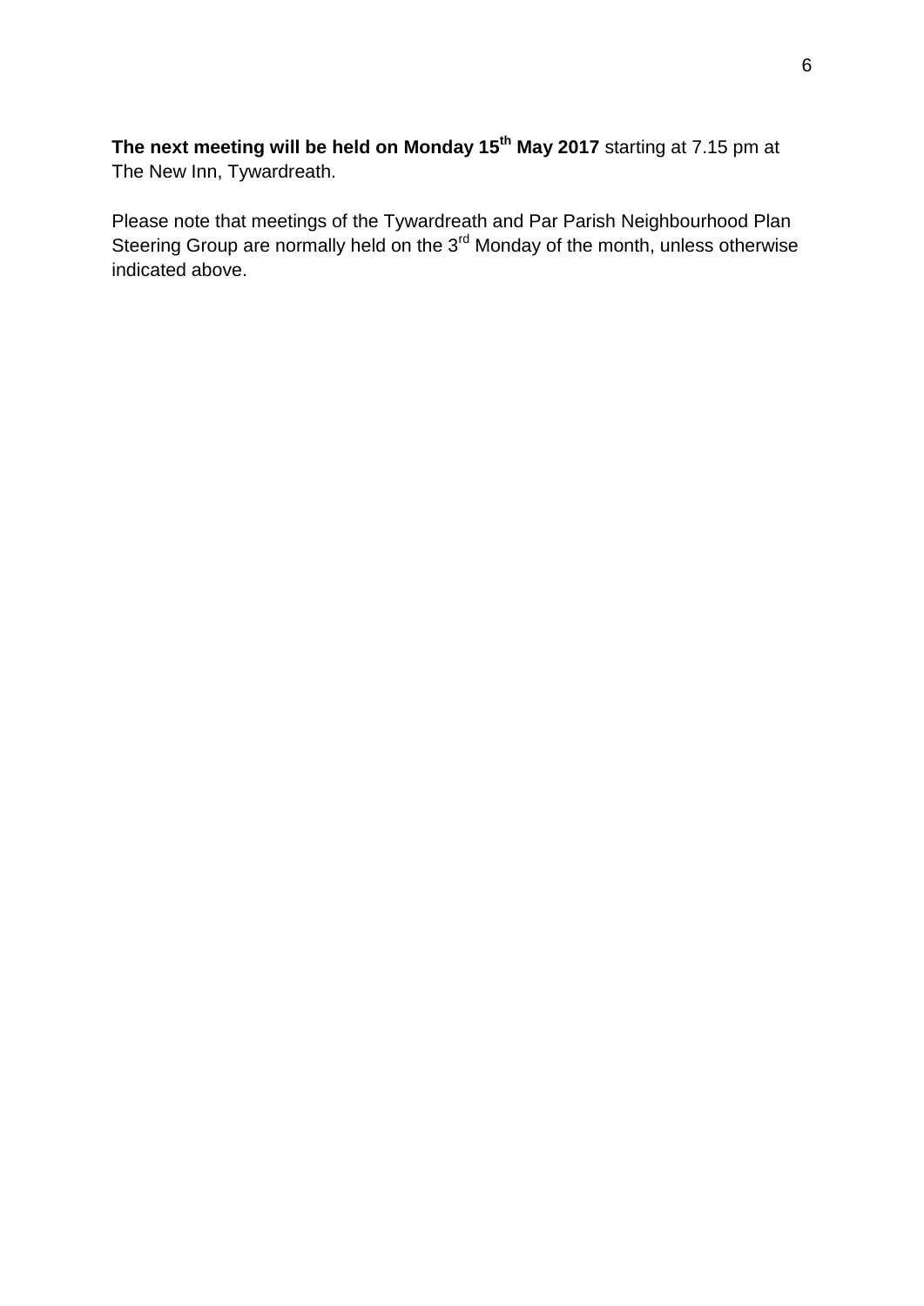**The next meeting will be held on Monday 15th May 2017** starting at 7.15 pm at The New Inn, Tywardreath.

Please note that meetings of the Tywardreath and Par Parish Neighbourhood Plan Steering Group are normally held on the 3rd Monday of the month, unless otherwise indicated above.